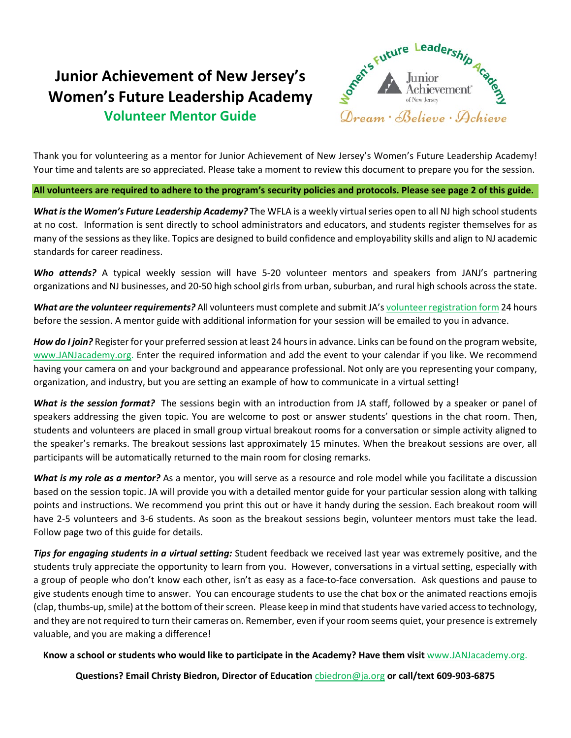# Junior Achievement of New Jersey's Women's Future Leadership Academy

## Volunteer Mentor Guide

Women's Future Leadership Academy
Junior Achievement of New Jersey
Dream · Believe · Achieve

Thank you for volunteering as a mentor for Junior Achievement of New Jersey's Women's Future Leadership Academy! Your time and talents are so appreciated. Please take a moment to review this document to prepare you for the session.

**All volunteers are required to adhere to the program's security policies and protocols. Please see page 2 of this guide.**

***What is the Women's Future Leadership Academy?*** The WFLA is a weekly virtual series open to all NJ high school students at no cost. Information is sent directly to school administrators and educators, and students register themselves for as many of the sessions as they like. Topics are designed to build confidence and employability skills and align to NJ academic standards for career readiness.

***Who attends?*** A typical weekly session will have 5-20 volunteer mentors and speakers from JANJ's partnering organizations and NJ businesses, and 20-50 high school girls from urban, suburban, and rural high schools across the state.

***What are the volunteer requirements?*** All volunteers must complete and submit JA's volunteer registration form 24 hours before the session. A mentor guide with additional information for your session will be emailed to you in advance.

***How do I join?*** Register for your preferred session at least 24 hours in advance. Links can be found on the program website, www.JANJacademy.org. Enter the required information and add the event to your calendar if you like. We recommend having your camera on and your background and appearance professional. Not only are you representing your company, organization, and industry, but you are setting an example of how to communicate in a virtual setting!

***What is the session format?*** The sessions begin with an introduction from JA staff, followed by a speaker or panel of speakers addressing the given topic. You are welcome to post or answer students' questions in the chat room. Then, students and volunteers are placed in small group virtual breakout rooms for a conversation or simple activity aligned to the speaker's remarks. The breakout sessions last approximately 15 minutes. When the breakout sessions are over, all participants will be automatically returned to the main room for closing remarks.

***What is my role as a mentor?*** As a mentor, you will serve as a resource and role model while you facilitate a discussion based on the session topic. JA will provide you with a detailed mentor guide for your particular session along with talking points and instructions. We recommend you print this out or have it handy during the session. Each breakout room will have 2-5 volunteers and 3-6 students. As soon as the breakout sessions begin, volunteer mentors must take the lead. Follow page two of this guide for details.

***Tips for engaging students in a virtual setting:*** Student feedback we received last year was extremely positive, and the students truly appreciate the opportunity to learn from you. However, conversations in a virtual setting, especially with a group of people who don't know each other, isn't as easy as a face-to-face conversation. Ask questions and pause to give students enough time to answer. You can encourage students to use the chat box or the animated reactions emojis (clap, thumbs-up, smile) at the bottom of their screen. Please keep in mind that students have varied access to technology, and they are not required to turn their cameras on. Remember, even if your room seems quiet, your presence is extremely valuable, and you are making a difference!

**Know a school or students who would like to participate in the Academy? Have them visit** www.JANJacademy.org.

**Questions? Email Christy Biedron, Director of Education** cbiedron@ja.org **or call/text 609-903-6875**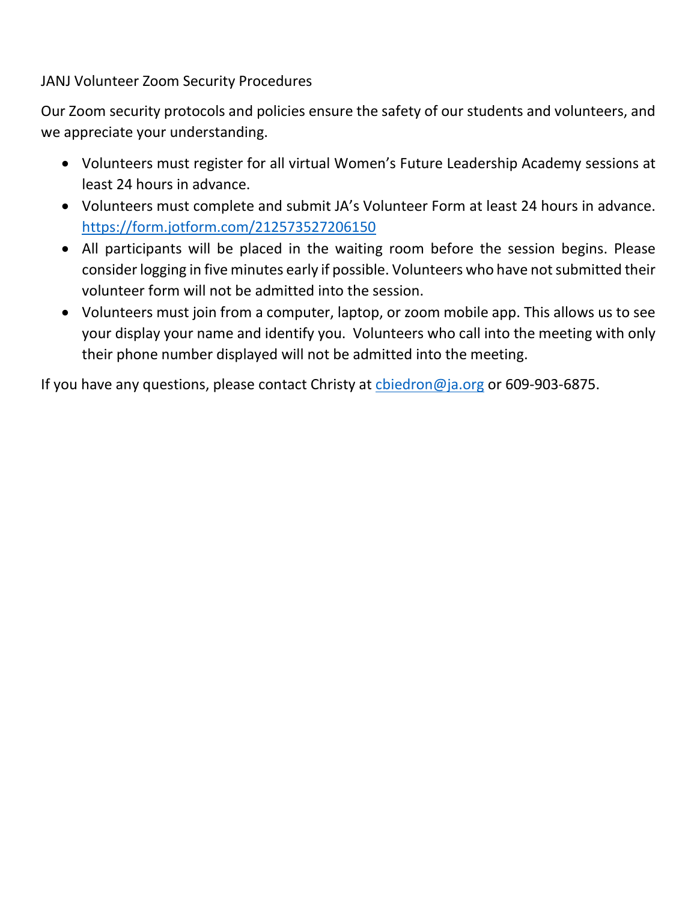JANJ Volunteer Zoom Security Procedures

Our Zoom security protocols and policies ensure the safety of our students and volunteers, and we appreciate your understanding.

- Volunteers must register for all virtual Women's Future Leadership Academy sessions at least 24 hours in advance.
- Volunteers must complete and submit JA's Volunteer Form at least 24 hours in advance. https://form.jotform.com/212573527206150
- All participants will be placed in the waiting room before the session begins. Please consider logging in five minutes early if possible. Volunteers who have not submitted their volunteer form will not be admitted into the session.
- Volunteers must join from a computer, laptop, or zoom mobile app. This allows us to see your display your name and identify you. Volunteers who call into the meeting with only their phone number displayed will not be admitted into the meeting.

If you have any questions, please contact Christy at cbiedron@ja.org or 609-903-6875.